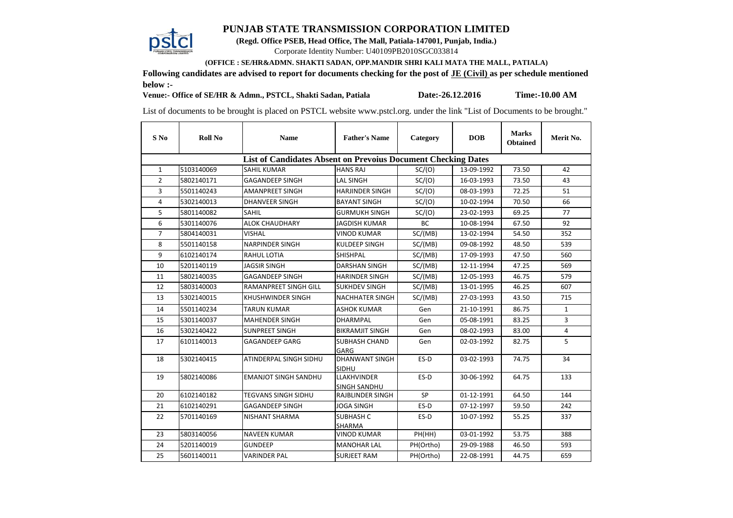# PUNJAB STATE TRANSMISSION CORPORATION LIMITED

**(Regd. Office PSEB, Head Office, The Mall, Patiala-147001, Punjab, India.)**

Corporate Identity Number: U40109PB2010SGC033814

**(OFFICE : SE/HR&ADMN. SHAKTI SADAN, OPP.MANDIR SHRI KALI MATA THE MALL, PATIALA)**

**Following candidates are advised to report for documents checking for the post of JE (Civil) as per schedule mentioned below :-**

**Venue:- Office of SE/HR & Admn., PSTCL, Shakti Sadan, Patiala** **Date:-26.12.2016** **Time:-10.00 AM**

List of documents to be brought is placed on PSTCL website www.pstcl.org. under the link "List of Documents to be brought."

| S No | Roll No | Name | Father's Name | Category | DOB | Marks Obtained | Merit No. |
|---|---|---|---|---|---|---|---|
| **List of Candidates Absent on Prevoius Document Checking Dates** | | | | | | | |
| 1 | 5103140069 | SAHIL KUMAR | HANS RAJ | SC/(O) | 13-09-1992 | 73.50 | 42 |
| 2 | 5802140171 | GAGANDEEP SINGH | LAL SINGH | SC/(O) | 16-03-1993 | 73.50 | 43 |
| 3 | 5501140243 | AMANPREET SINGH | HARJINDER SINGH | SC/(O) | 08-03-1993 | 72.25 | 51 |
| 4 | 5302140013 | DHANVEER SINGH | BAYANT SINGH | SC/(O) | 10-02-1994 | 70.50 | 66 |
| 5 | 5801140082 | SAHIL | GURMUKH SINGH | SC/(O) | 23-02-1993 | 69.25 | 77 |
| 6 | 5301140076 | ALOK CHAUDHARY | JAGDISH KUMAR | BC | 10-08-1994 | 67.50 | 92 |
| 7 | 5804140031 | VISHAL | VINOD KUMAR | SC/(MB) | 13-02-1994 | 54.50 | 352 |
| 8 | 5501140158 | NARPINDER SINGH | KULDEEP SINGH | SC/(MB) | 09-08-1992 | 48.50 | 539 |
| 9 | 6102140174 | RAHUL LOTIA | SHISHPAL | SC/(MB) | 17-09-1993 | 47.50 | 560 |
| 10 | 5201140119 | JAGSIR SINGH | DARSHAN SINGH | SC/(MB) | 12-11-1994 | 47.25 | 569 |
| 11 | 5802140035 | GAGANDEEP SINGH | HARINDER SINGH | SC/(MB) | 12-05-1993 | 46.75 | 579 |
| 12 | 5803140003 | RAMANPREET SINGH GILL | SUKHDEV SINGH | SC/(MB) | 13-01-1995 | 46.25 | 607 |
| 13 | 5302140015 | KHUSHWINDER SINGH | NACHHATER SINGH | SC/(MB) | 27-03-1993 | 43.50 | 715 |
| 14 | 5501140234 | TARUN KUMAR | ASHOK KUMAR | Gen | 21-10-1991 | 86.75 | 1 |
| 15 | 5301140037 | MAHENDER SINGH | DHARMPAL | Gen | 05-08-1991 | 83.25 | 3 |
| 16 | 5302140422 | SUNPREET SINGH | BIKRAMJIT SINGH | Gen | 08-02-1993 | 83.00 | 4 |
| 17 | 6101140013 | GAGANDEEP GARG | SUBHASH CHAND GARG | Gen | 02-03-1992 | 82.75 | 5 |
| 18 | 5302140415 | ATINDERPAL SINGH SIDHU | DHANWANT SINGH SIDHU | ES-D | 03-02-1993 | 74.75 | 34 |
| 19 | 5802140086 | EMANJOT SINGH SANDHU | LLAKHVINDER SINGH SANDHU | ES-D | 30-06-1992 | 64.75 | 133 |
| 20 | 6102140182 | TEGVANS SINGH SIDHU | RAJBLINDER SINGH | SP | 01-12-1991 | 64.50 | 144 |
| 21 | 6102140291 | GAGANDEEP SINGH | JOGA SINGH | ES-D | 07-12-1997 | 59.50 | 242 |
| 22 | 5701140169 | NISHANT SHARMA | SUBHASH C SHARMA | ES-D | 10-07-1992 | 55.25 | 337 |
| 23 | 5803140056 | NAVEEN KUMAR | VINOD KUMAR | PH(HH) | 03-01-1992 | 53.75 | 388 |
| 24 | 5201140019 | GUNDEEP | MANOHAR LAL | PH(Ortho) | 29-09-1988 | 46.50 | 593 |
| 25 | 5601140011 | VARINDER PAL | SURJEET RAM | PH(Ortho) | 22-08-1991 | 44.75 | 659 |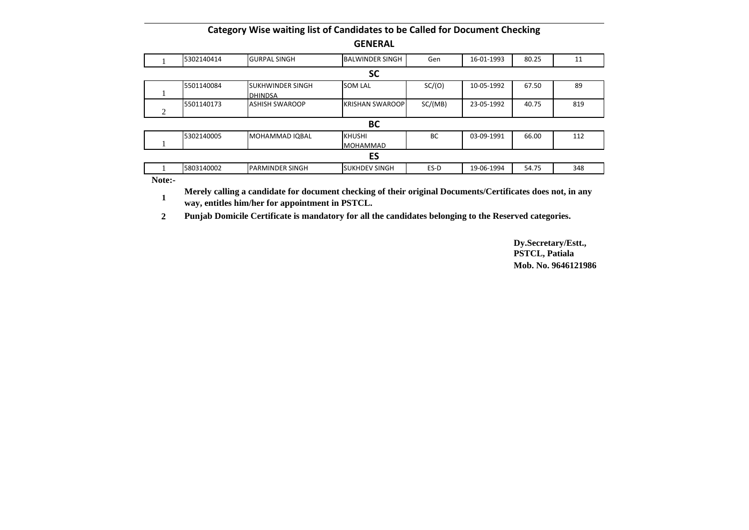## Category Wise waiting list of Candidates to be Called for Document Checking

### GENERAL

| | | | | | | | |
|---|---|---|---|---|---|---|---|
| 1 | 5302140414 | GURPAL SINGH | BALWINDER SINGH | Gen | 16-01-1993 | 80.25 | 11 |

### SC

| | | | | | | | |
|---|---|---|---|---|---|---|---|
| 1 | 5501140084 | SUKHWINDER SINGH DHINDSA | SOM LAL | SC/(O) | 10-05-1992 | 67.50 | 89 |
| 2 | 5501140173 | ASHISH SWAROOP | KRISHAN SWAROOP | SC/(MB) | 23-05-1992 | 40.75 | 819 |

### BC

| | | | | | | | |
|---|---|---|---|---|---|---|---|
| 1 | 5302140005 | MOHAMMAD IQBAL | KHUSHI MOHAMMAD | BC | 03-09-1991 | 66.00 | 112 |

### ES

| | | | | | | | |
|---|---|---|---|---|---|---|---|
| 1 | 5803140002 | PARMINDER SINGH | SUKHDEV SINGH | ES-D | 19-06-1994 | 54.75 | 348 |

**Note:-**

1. **Merely calling a candidate for document checking of their original Documents/Certificates does not, in any way, entitles him/her for appointment in PSTCL.**
2. **Punjab Domicile Certificate is mandatory for all the candidates belonging to the Reserved categories.**

**Dy.Secretary/Estt.,**
**PSTCL, Patiala**
**Mob. No. 9646121986**